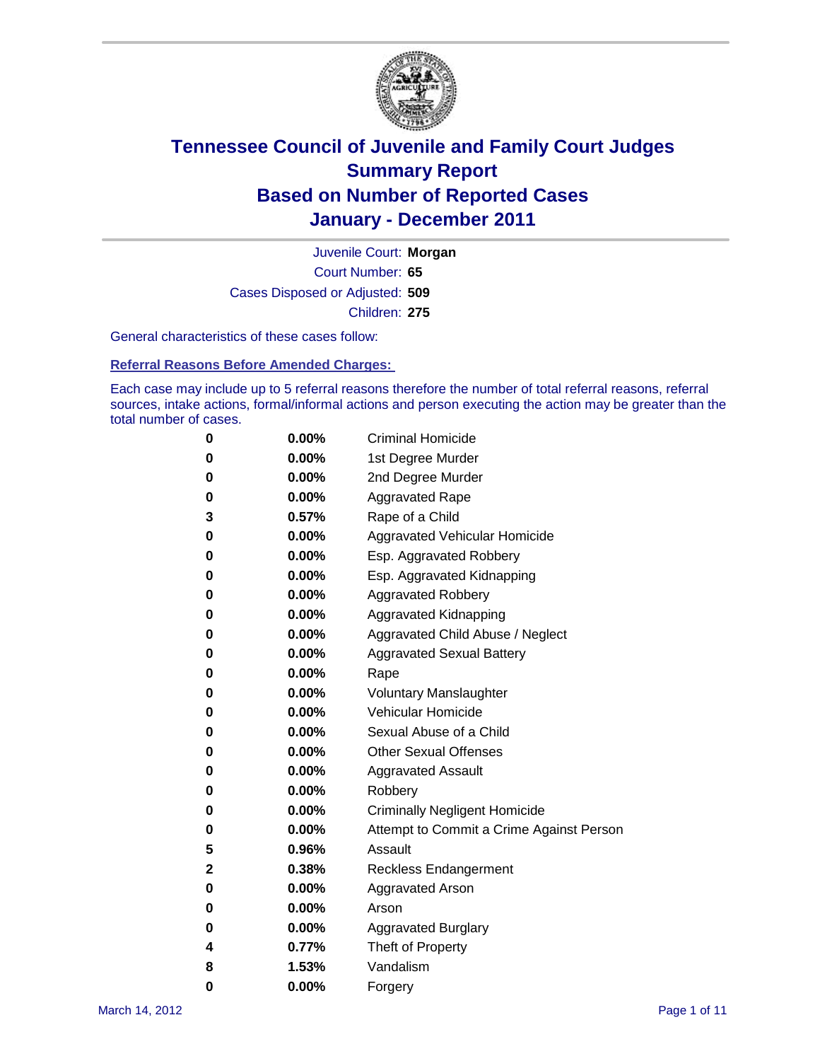# Tennessee Council of Juvenile and Family Court Judges
# Summary Report
# Based on Number of Reported Cases
# January - December 2011

Juvenile Court: **Morgan**

Court Number: **65**

Cases Disposed or Adjusted: **509**

Children: **275**

General characteristics of these cases follow:

**Referral Reasons Before Amended Charges:**

Each case may include up to 5 referral reasons therefore the number of total referral reasons, referral sources, intake actions, formal/informal actions and person executing the action may be greater than the total number of cases.

| | | |
|---|---|---|
| 0 | 0.00% | Criminal Homicide |
| 0 | 0.00% | 1st Degree Murder |
| 0 | 0.00% | 2nd Degree Murder |
| 0 | 0.00% | Aggravated Rape |
| 3 | 0.57% | Rape of a Child |
| 0 | 0.00% | Aggravated Vehicular Homicide |
| 0 | 0.00% | Esp. Aggravated Robbery |
| 0 | 0.00% | Esp. Aggravated Kidnapping |
| 0 | 0.00% | Aggravated Robbery |
| 0 | 0.00% | Aggravated Kidnapping |
| 0 | 0.00% | Aggravated Child Abuse / Neglect |
| 0 | 0.00% | Aggravated Sexual Battery |
| 0 | 0.00% | Rape |
| 0 | 0.00% | Voluntary Manslaughter |
| 0 | 0.00% | Vehicular Homicide |
| 0 | 0.00% | Sexual Abuse of a Child |
| 0 | 0.00% | Other Sexual Offenses |
| 0 | 0.00% | Aggravated Assault |
| 0 | 0.00% | Robbery |
| 0 | 0.00% | Criminally Negligent Homicide |
| 0 | 0.00% | Attempt to Commit a Crime Against Person |
| 5 | 0.96% | Assault |
| 2 | 0.38% | Reckless Endangerment |
| 0 | 0.00% | Aggravated Arson |
| 0 | 0.00% | Arson |
| 0 | 0.00% | Aggravated Burglary |
| 4 | 0.77% | Theft of Property |
| 8 | 1.53% | Vandalism |
| 0 | 0.00% | Forgery |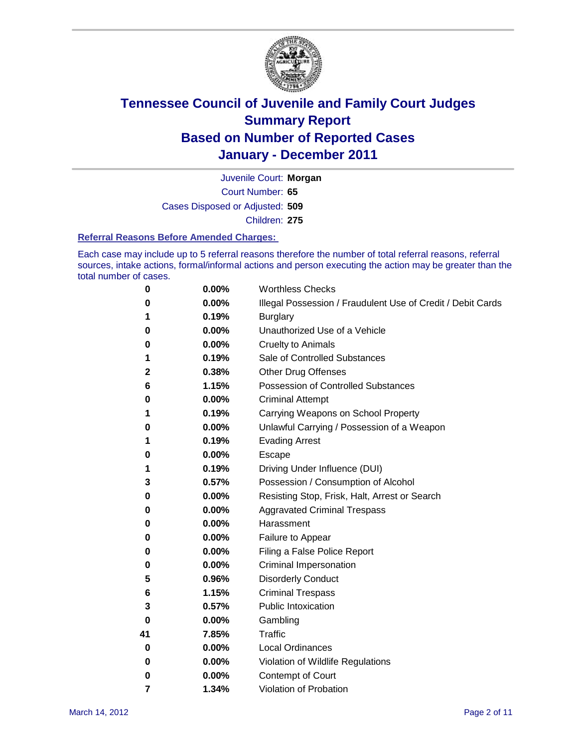# Tennessee Council of Juvenile and Family Court Judges
## Summary Report
## Based on Number of Reported Cases
## January - December 2011

Juvenile Court: **Morgan**

Court Number: **65**

Cases Disposed or Adjusted: **509**

Children: **275**

### Referral Reasons Before Amended Charges:

Each case may include up to 5 referral reasons therefore the number of total referral reasons, referral sources, intake actions, formal/informal actions and person executing the action may be greater than the total number of cases.

| Count | Percent | Referral Reason |
|---|---|---|
| 0 | 0.00% | Worthless Checks |
| 0 | 0.00% | Illegal Possession / Fraudulent Use of Credit / Debit Cards |
| 1 | 0.19% | Burglary |
| 0 | 0.00% | Unauthorized Use of a Vehicle |
| 0 | 0.00% | Cruelty to Animals |
| 1 | 0.19% | Sale of Controlled Substances |
| 2 | 0.38% | Other Drug Offenses |
| 6 | 1.15% | Possession of Controlled Substances |
| 0 | 0.00% | Criminal Attempt |
| 1 | 0.19% | Carrying Weapons on School Property |
| 0 | 0.00% | Unlawful Carrying / Possession of a Weapon |
| 1 | 0.19% | Evading Arrest |
| 0 | 0.00% | Escape |
| 1 | 0.19% | Driving Under Influence (DUI) |
| 3 | 0.57% | Possession / Consumption of Alcohol |
| 0 | 0.00% | Resisting Stop, Frisk, Halt, Arrest or Search |
| 0 | 0.00% | Aggravated Criminal Trespass |
| 0 | 0.00% | Harassment |
| 0 | 0.00% | Failure to Appear |
| 0 | 0.00% | Filing a False Police Report |
| 0 | 0.00% | Criminal Impersonation |
| 5 | 0.96% | Disorderly Conduct |
| 6 | 1.15% | Criminal Trespass |
| 3 | 0.57% | Public Intoxication |
| 0 | 0.00% | Gambling |
| 41 | 7.85% | Traffic |
| 0 | 0.00% | Local Ordinances |
| 0 | 0.00% | Violation of Wildlife Regulations |
| 0 | 0.00% | Contempt of Court |
| 7 | 1.34% | Violation of Probation |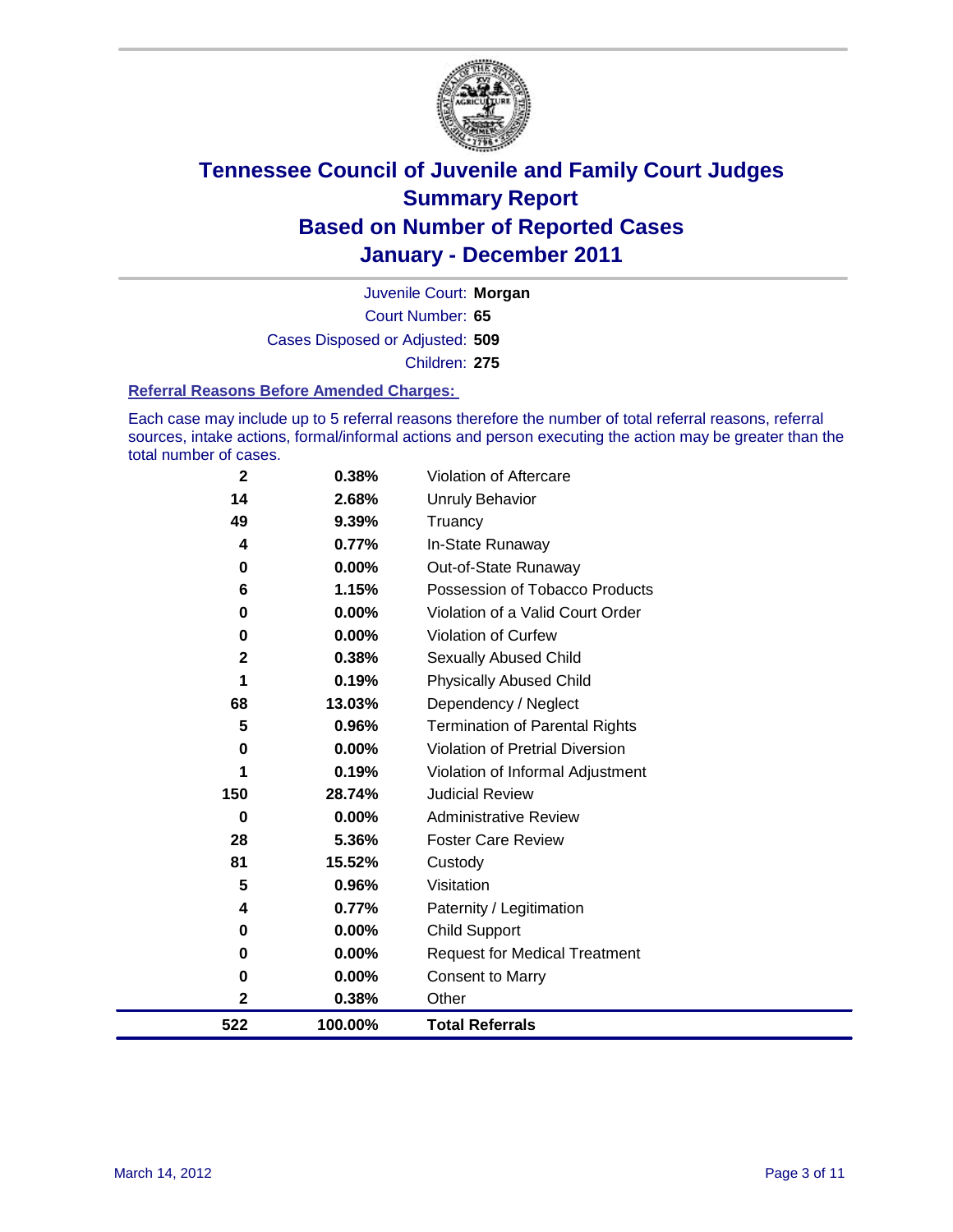# Tennessee Council of Juvenile and Family Court Judges
## Summary Report
## Based on Number of Reported Cases
## January - December 2011

Juvenile Court: **Morgan**
Court Number: **65**
Cases Disposed or Adjusted: **509**
Children: **275**

### Referral Reasons Before Amended Charges:

Each case may include up to 5 referral reasons therefore the number of total referral reasons, referral sources, intake actions, formal/informal actions and person executing the action may be greater than the total number of cases.

| Count | Percent | Referral Reason |
|---|---|---|
| 2 | 0.38% | Violation of Aftercare |
| 14 | 2.68% | Unruly Behavior |
| 49 | 9.39% | Truancy |
| 4 | 0.77% | In-State Runaway |
| 0 | 0.00% | Out-of-State Runaway |
| 6 | 1.15% | Possession of Tobacco Products |
| 0 | 0.00% | Violation of a Valid Court Order |
| 0 | 0.00% | Violation of Curfew |
| 2 | 0.38% | Sexually Abused Child |
| 1 | 0.19% | Physically Abused Child |
| 68 | 13.03% | Dependency / Neglect |
| 5 | 0.96% | Termination of Parental Rights |
| 0 | 0.00% | Violation of Pretrial Diversion |
| 1 | 0.19% | Violation of Informal Adjustment |
| 150 | 28.74% | Judicial Review |
| 0 | 0.00% | Administrative Review |
| 28 | 5.36% | Foster Care Review |
| 81 | 15.52% | Custody |
| 5 | 0.96% | Visitation |
| 4 | 0.77% | Paternity / Legitimation |
| 0 | 0.00% | Child Support |
| 0 | 0.00% | Request for Medical Treatment |
| 0 | 0.00% | Consent to Marry |
| 2 | 0.38% | Other |
| **522** | **100.00%** | **Total Referrals** |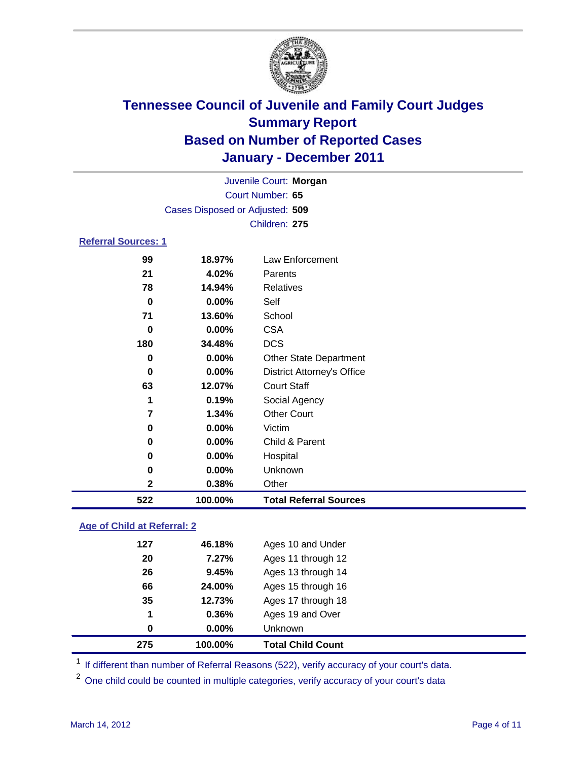# Tennessee Council of Juvenile and Family Court Judges
## Summary Report
## Based on Number of Reported Cases
## January - December 2011

Juvenile Court: **Morgan**
Court Number: **65**
Cases Disposed or Adjusted: **509**
Children: **275**

### Referral Sources: 1

| Count | Percent | Source |
|---|---|---|
| 99 | 18.97% | Law Enforcement |
| 21 | 4.02% | Parents |
| 78 | 14.94% | Relatives |
| 0 | 0.00% | Self |
| 71 | 13.60% | School |
| 0 | 0.00% | CSA |
| 180 | 34.48% | DCS |
| 0 | 0.00% | Other State Department |
| 0 | 0.00% | District Attorney's Office |
| 63 | 12.07% | Court Staff |
| 1 | 0.19% | Social Agency |
| 7 | 1.34% | Other Court |
| 0 | 0.00% | Victim |
| 0 | 0.00% | Child & Parent |
| 0 | 0.00% | Hospital |
| 0 | 0.00% | Unknown |
| 2 | 0.38% | Other |
| **522** | **100.00%** | **Total Referral Sources** |

### Age of Child at Referral: 2

| Count | Percent | Age |
|---|---|---|
| 127 | 46.18% | Ages 10 and Under |
| 20 | 7.27% | Ages 11 through 12 |
| 26 | 9.45% | Ages 13 through 14 |
| 66 | 24.00% | Ages 15 through 16 |
| 35 | 12.73% | Ages 17 through 18 |
| 1 | 0.36% | Ages 19 and Over |
| 0 | 0.00% | Unknown |
| **275** | **100.00%** | **Total Child Count** |

[1] If different than number of Referral Reasons (522), verify accuracy of your court's data.

[2] One child could be counted in multiple categories, verify accuracy of your court's data

March 14, 2012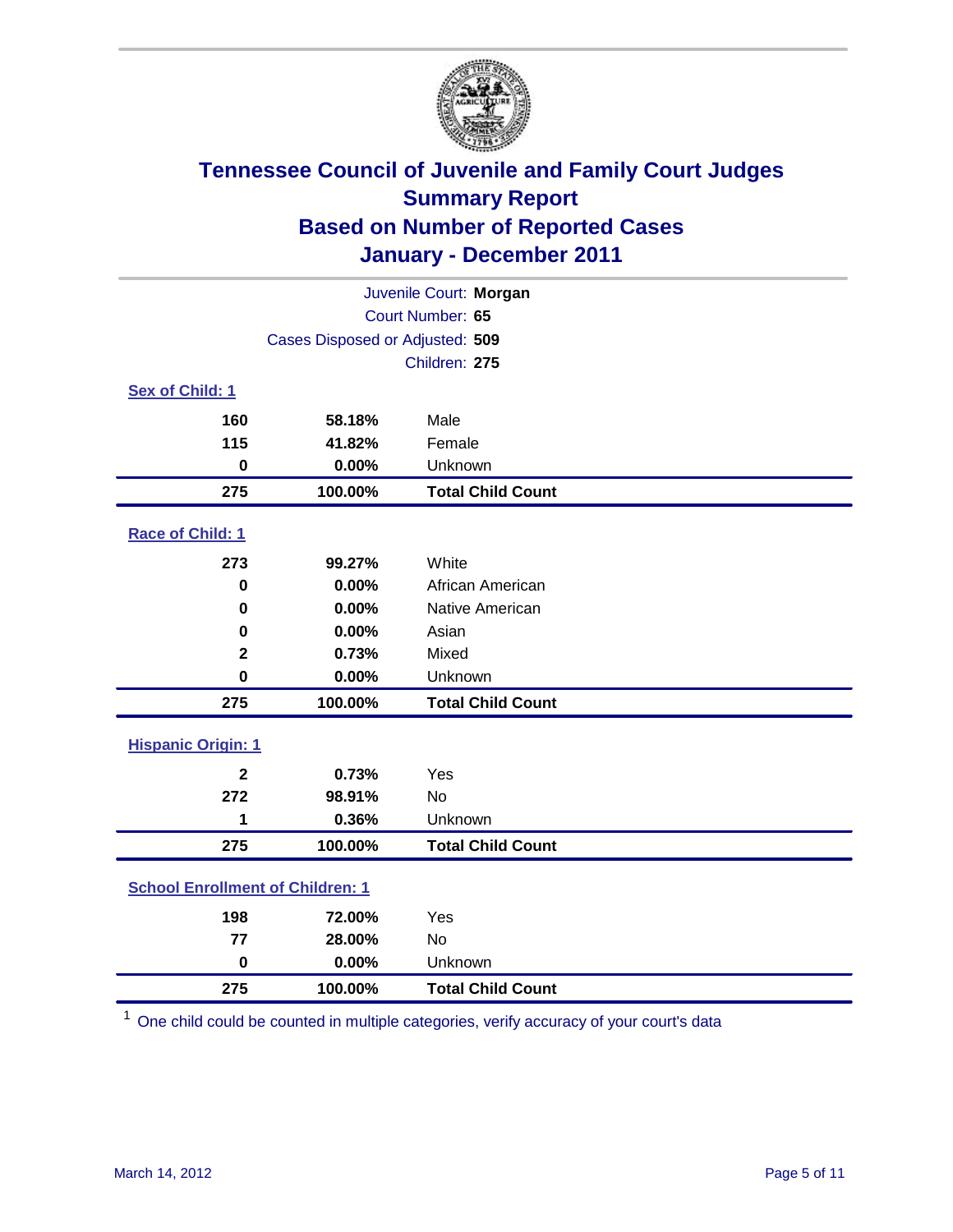# Tennessee Council of Juvenile and Family Court Judges
## Summary Report
## Based on Number of Reported Cases
## January - December 2011

Juvenile Court: **Morgan**

Court Number: **65**

Cases Disposed or Adjusted: **509**

Children: **275**

### Sex of Child: 1

| | | |
|---|---|---|
| **160** | **58.18%** | Male |
| **115** | **41.82%** | Female |
| **0** | **0.00%** | Unknown |
| **275** | **100.00%** | **Total Child Count** |

### Race of Child: 1

| | | |
|---|---|---|
| **273** | **99.27%** | White |
| **0** | **0.00%** | African American |
| **0** | **0.00%** | Native American |
| **0** | **0.00%** | Asian |
| **2** | **0.73%** | Mixed |
| **0** | **0.00%** | Unknown |
| **275** | **100.00%** | **Total Child Count** |

### Hispanic Origin: 1

| | | |
|---|---|---|
| **2** | **0.73%** | Yes |
| **272** | **98.91%** | No |
| **1** | **0.36%** | Unknown |
| **275** | **100.00%** | **Total Child Count** |

### School Enrollment of Children: 1

| | | |
|---|---|---|
| **198** | **72.00%** | Yes |
| **77** | **28.00%** | No |
| **0** | **0.00%** | Unknown |
| **275** | **100.00%** | **Total Child Count** |

[1] One child could be counted in multiple categories, verify accuracy of your court's data

March 14, 2012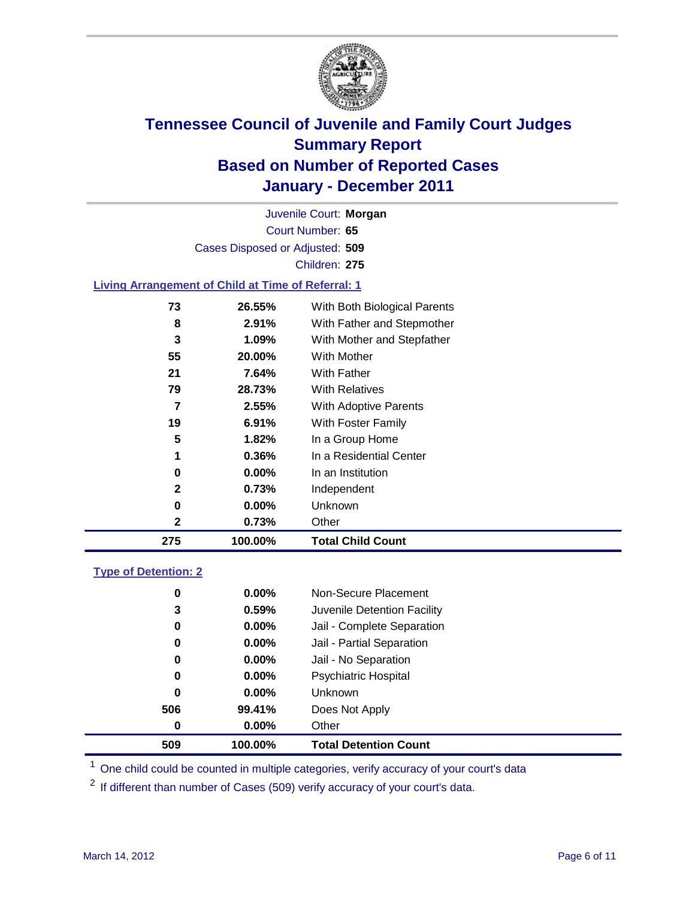# Tennessee Council of Juvenile and Family Court Judges
## Summary Report
## Based on Number of Reported Cases
## January - December 2011

Juvenile Court: **Morgan**

Court Number: **65**

Cases Disposed or Adjusted: **509**

Children: **275**

### Living Arrangement of Child at Time of Referral: 1

| | | |
|---|---|---|
| 73 | 26.55% | With Both Biological Parents |
| 8 | 2.91% | With Father and Stepmother |
| 3 | 1.09% | With Mother and Stepfather |
| 55 | 20.00% | With Mother |
| 21 | 7.64% | With Father |
| 79 | 28.73% | With Relatives |
| 7 | 2.55% | With Adoptive Parents |
| 19 | 6.91% | With Foster Family |
| 5 | 1.82% | In a Group Home |
| 1 | 0.36% | In a Residential Center |
| 0 | 0.00% | In an Institution |
| 2 | 0.73% | Independent |
| 0 | 0.00% | Unknown |
| 2 | 0.73% | Other |
| **275** | **100.00%** | **Total Child Count** |

### Type of Detention: 2

| | | |
|---|---|---|
| 0 | 0.00% | Non-Secure Placement |
| 3 | 0.59% | Juvenile Detention Facility |
| 0 | 0.00% | Jail - Complete Separation |
| 0 | 0.00% | Jail - Partial Separation |
| 0 | 0.00% | Jail - No Separation |
| 0 | 0.00% | Psychiatric Hospital |
| 0 | 0.00% | Unknown |
| 506 | 99.41% | Does Not Apply |
| 0 | 0.00% | Other |
| **509** | **100.00%** | **Total Detention Count** |

[1] One child could be counted in multiple categories, verify accuracy of your court's data

[2] If different than number of Cases (509) verify accuracy of your court's data.

March 14, 2012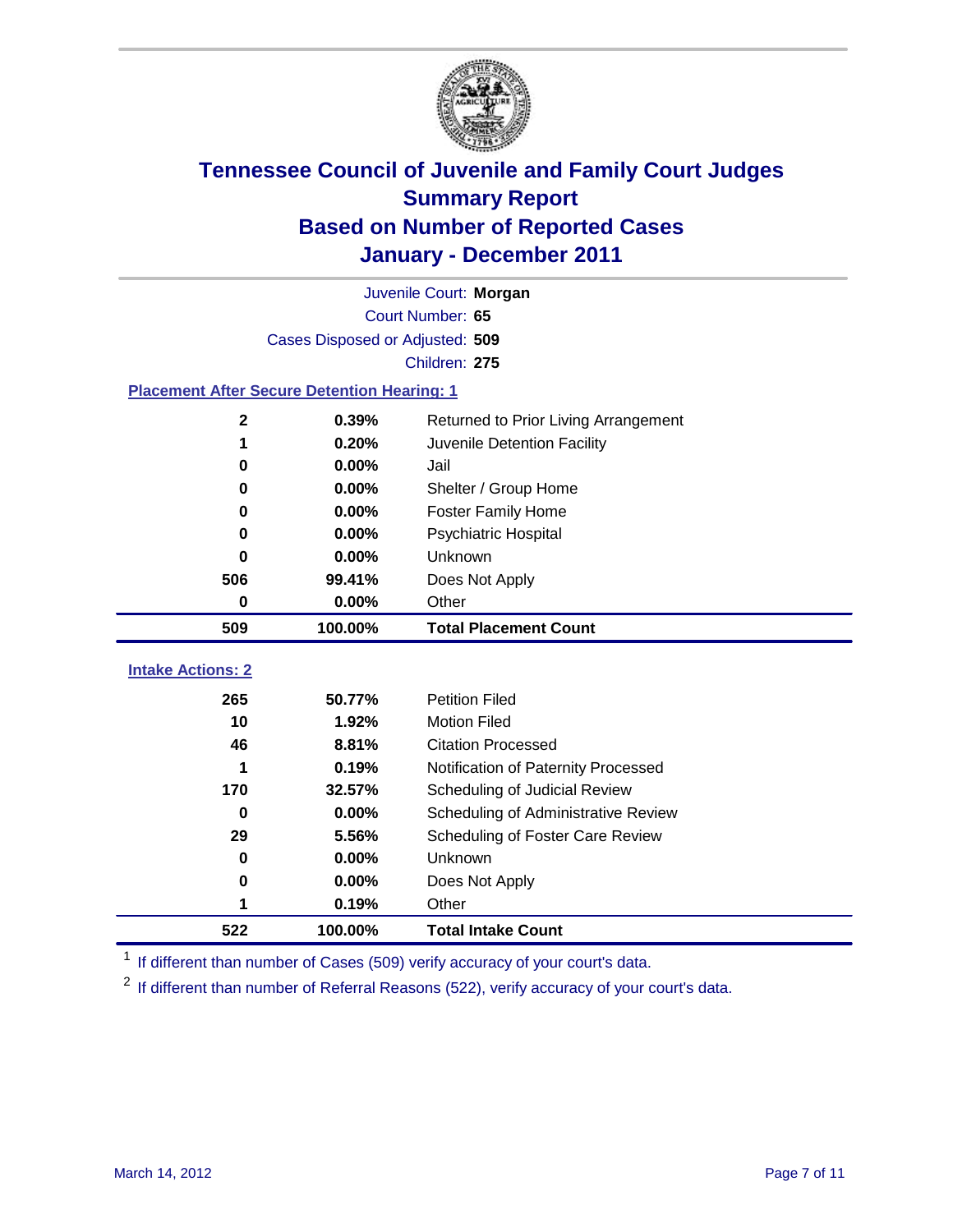# Tennessee Council of Juvenile and Family Court Judges
## Summary Report
## Based on Number of Reported Cases
## January - December 2011

Juvenile Court: **Morgan**
Court Number: **65**
Cases Disposed or Adjusted: **509**
Children: **275**

### Placement After Secure Detention Hearing: 1

| Count | Percent | Placement |
|---|---|---|
| 2 | 0.39% | Returned to Prior Living Arrangement |
| 1 | 0.20% | Juvenile Detention Facility |
| 0 | 0.00% | Jail |
| 0 | 0.00% | Shelter / Group Home |
| 0 | 0.00% | Foster Family Home |
| 0 | 0.00% | Psychiatric Hospital |
| 0 | 0.00% | Unknown |
| 506 | 99.41% | Does Not Apply |
| 0 | 0.00% | Other |
| **509** | **100.00%** | **Total Placement Count** |

### Intake Actions: 2

| Count | Percent | Intake Action |
|---|---|---|
| 265 | 50.77% | Petition Filed |
| 10 | 1.92% | Motion Filed |
| 46 | 8.81% | Citation Processed |
| 1 | 0.19% | Notification of Paternity Processed |
| 170 | 32.57% | Scheduling of Judicial Review |
| 0 | 0.00% | Scheduling of Administrative Review |
| 29 | 5.56% | Scheduling of Foster Care Review |
| 0 | 0.00% | Unknown |
| 0 | 0.00% | Does Not Apply |
| 1 | 0.19% | Other |
| **522** | **100.00%** | **Total Intake Count** |

[1] If different than number of Cases (509) verify accuracy of your court's data.

[2] If different than number of Referral Reasons (522), verify accuracy of your court's data.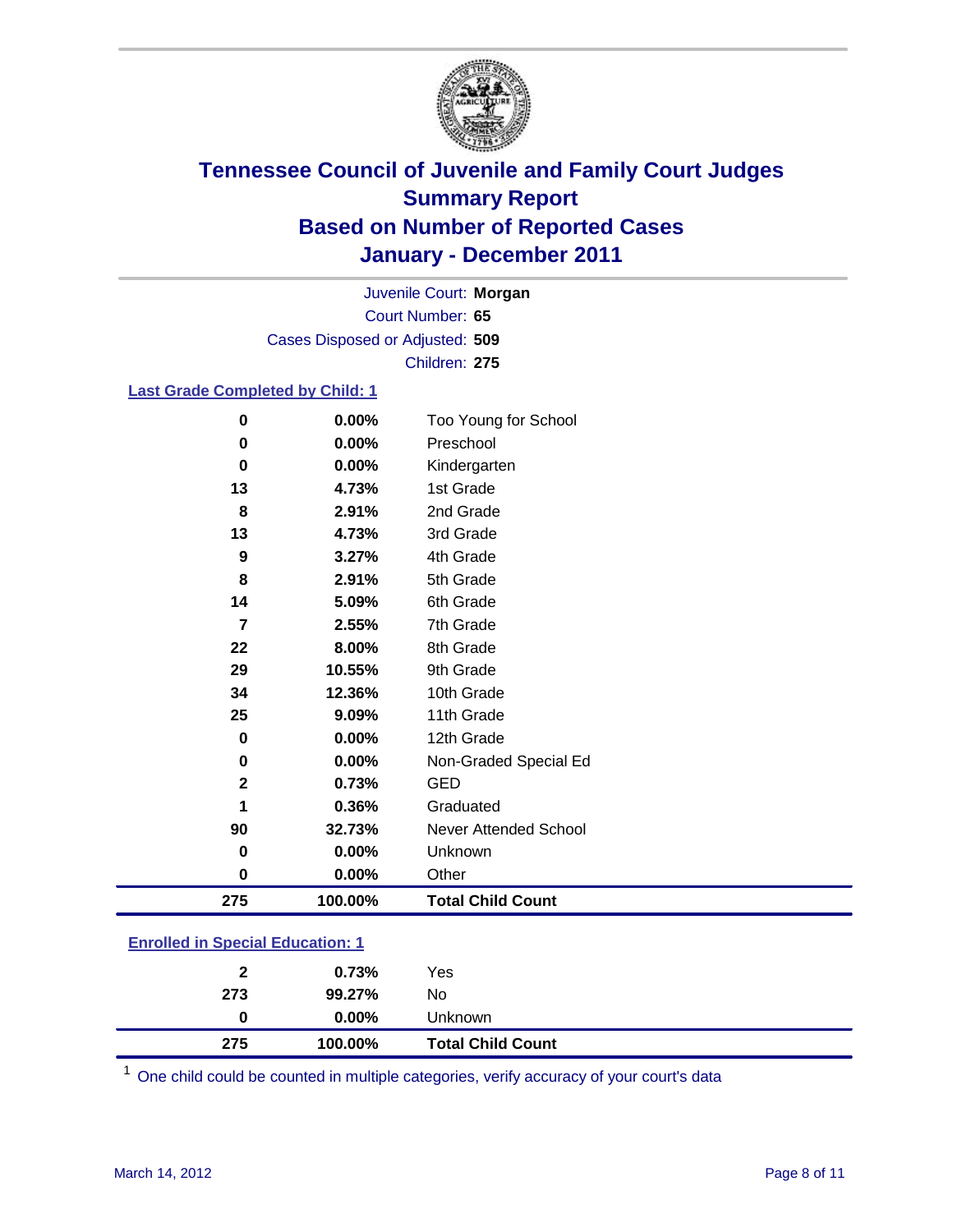# Tennessee Council of Juvenile and Family Court Judges
## Summary Report
## Based on Number of Reported Cases
## January - December 2011

Juvenile Court: **Morgan**
Court Number: **65**
Cases Disposed or Adjusted: **509**
Children: **275**

### Last Grade Completed by Child: 1

| Count | Percent | Category |
|---|---|---|
| 0 | 0.00% | Too Young for School |
| 0 | 0.00% | Preschool |
| 0 | 0.00% | Kindergarten |
| 13 | 4.73% | 1st Grade |
| 8 | 2.91% | 2nd Grade |
| 13 | 4.73% | 3rd Grade |
| 9 | 3.27% | 4th Grade |
| 8 | 2.91% | 5th Grade |
| 14 | 5.09% | 6th Grade |
| 7 | 2.55% | 7th Grade |
| 22 | 8.00% | 8th Grade |
| 29 | 10.55% | 9th Grade |
| 34 | 12.36% | 10th Grade |
| 25 | 9.09% | 11th Grade |
| 0 | 0.00% | 12th Grade |
| 0 | 0.00% | Non-Graded Special Ed |
| 2 | 0.73% | GED |
| 1 | 0.36% | Graduated |
| 90 | 32.73% | Never Attended School |
| 0 | 0.00% | Unknown |
| 0 | 0.00% | Other |
| **275** | **100.00%** | **Total Child Count** |

### Enrolled in Special Education: 1

| Count | Percent | Category |
|---|---|---|
| 2 | 0.73% | Yes |
| 273 | 99.27% | No |
| 0 | 0.00% | Unknown |
| **275** | **100.00%** | **Total Child Count** |

[1] One child could be counted in multiple categories, verify accuracy of your court's data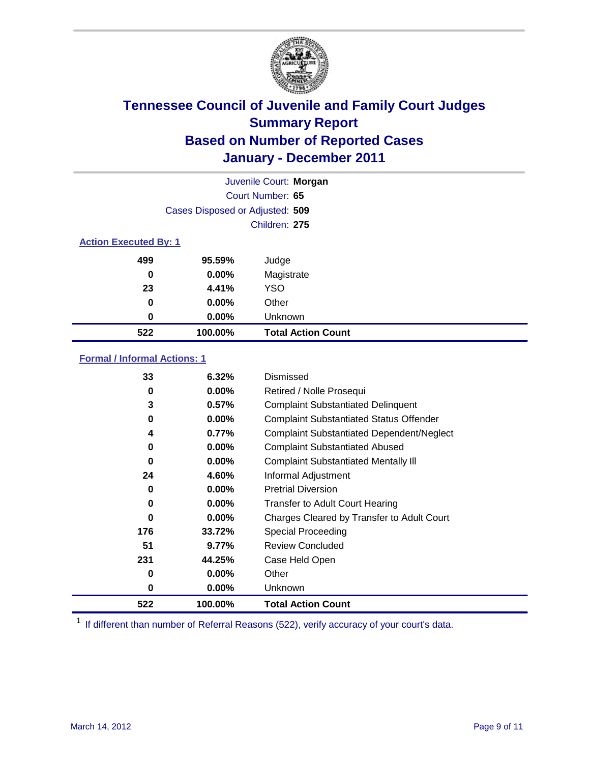# Tennessee Council of Juvenile and Family Court Judges
## Summary Report
## Based on Number of Reported Cases
## January - December 2011

Juvenile Court: **Morgan**
Court Number: **65**
Cases Disposed or Adjusted: **509**
Children: **275**

### Action Executed By: 1

| | | |
|---|---|---|
| 499 | 95.59% | Judge |
| 0 | 0.00% | Magistrate |
| 23 | 4.41% | YSO |
| 0 | 0.00% | Other |
| 0 | 0.00% | Unknown |
| **522** | **100.00%** | **Total Action Count** |

### Formal / Informal Actions: 1

| | | |
|---|---|---|
| 33 | 6.32% | Dismissed |
| 0 | 0.00% | Retired / Nolle Prosequi |
| 3 | 0.57% | Complaint Substantiated Delinquent |
| 0 | 0.00% | Complaint Substantiated Status Offender |
| 4 | 0.77% | Complaint Substantiated Dependent/Neglect |
| 0 | 0.00% | Complaint Substantiated Abused |
| 0 | 0.00% | Complaint Substantiated Mentally Ill |
| 24 | 4.60% | Informal Adjustment |
| 0 | 0.00% | Pretrial Diversion |
| 0 | 0.00% | Transfer to Adult Court Hearing |
| 0 | 0.00% | Charges Cleared by Transfer to Adult Court |
| 176 | 33.72% | Special Proceeding |
| 51 | 9.77% | Review Concluded |
| 231 | 44.25% | Case Held Open |
| 0 | 0.00% | Other |
| 0 | 0.00% | Unknown |
| **522** | **100.00%** | **Total Action Count** |

[1] If different than number of Referral Reasons (522), verify accuracy of your court's data.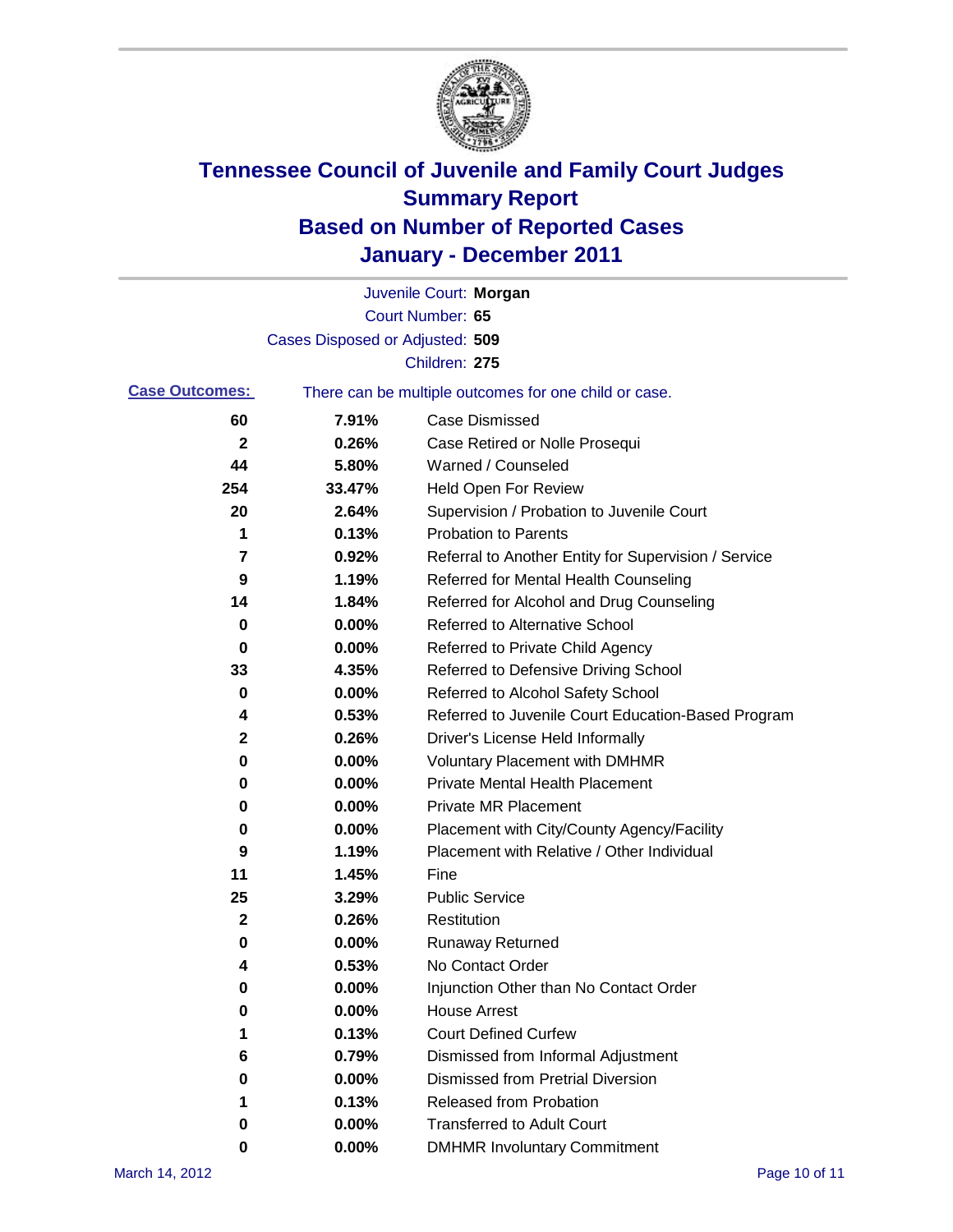# Tennessee Council of Juvenile and Family Court Judges
## Summary Report
## Based on Number of Reported Cases
## January - December 2011

Juvenile Court: **Morgan**
Court Number: **65**
Cases Disposed or Adjusted: **509**
Children: **275**

**Case Outcomes:** There can be multiple outcomes for one child or case.

| Count | Percent | Outcome |
|---|---|---|
| 60 | 7.91% | Case Dismissed |
| 2 | 0.26% | Case Retired or Nolle Prosequi |
| 44 | 5.80% | Warned / Counseled |
| 254 | 33.47% | Held Open For Review |
| 20 | 2.64% | Supervision / Probation to Juvenile Court |
| 1 | 0.13% | Probation to Parents |
| 7 | 0.92% | Referral to Another Entity for Supervision / Service |
| 9 | 1.19% | Referred for Mental Health Counseling |
| 14 | 1.84% | Referred for Alcohol and Drug Counseling |
| 0 | 0.00% | Referred to Alternative School |
| 0 | 0.00% | Referred to Private Child Agency |
| 33 | 4.35% | Referred to Defensive Driving School |
| 0 | 0.00% | Referred to Alcohol Safety School |
| 4 | 0.53% | Referred to Juvenile Court Education-Based Program |
| 2 | 0.26% | Driver's License Held Informally |
| 0 | 0.00% | Voluntary Placement with DMHMR |
| 0 | 0.00% | Private Mental Health Placement |
| 0 | 0.00% | Private MR Placement |
| 0 | 0.00% | Placement with City/County Agency/Facility |
| 9 | 1.19% | Placement with Relative / Other Individual |
| 11 | 1.45% | Fine |
| 25 | 3.29% | Public Service |
| 2 | 0.26% | Restitution |
| 0 | 0.00% | Runaway Returned |
| 4 | 0.53% | No Contact Order |
| 0 | 0.00% | Injunction Other than No Contact Order |
| 0 | 0.00% | House Arrest |
| 1 | 0.13% | Court Defined Curfew |
| 6 | 0.79% | Dismissed from Informal Adjustment |
| 0 | 0.00% | Dismissed from Pretrial Diversion |
| 1 | 0.13% | Released from Probation |
| 0 | 0.00% | Transferred to Adult Court |
| 0 | 0.00% | DMHMR Involuntary Commitment |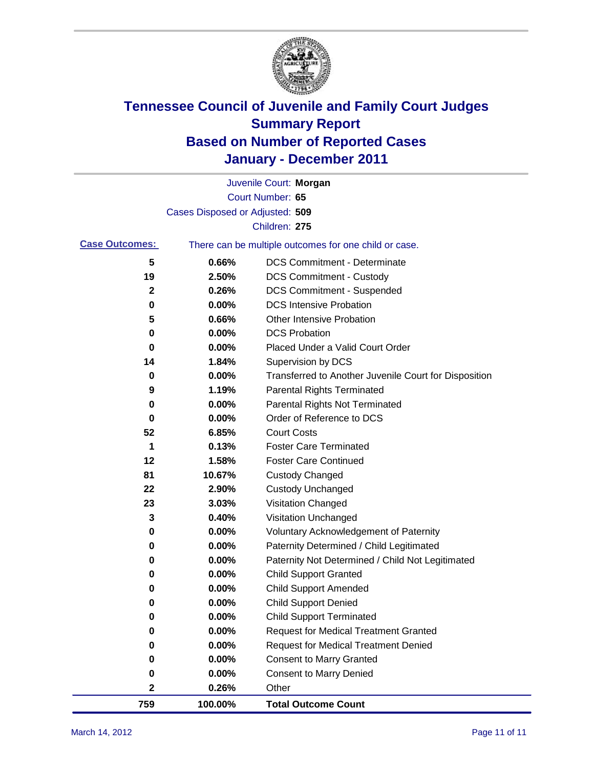# Tennessee Council of Juvenile and Family Court Judges
## Summary Report
## Based on Number of Reported Cases
## January - December 2011

Juvenile Court: **Morgan**
Court Number: **65**
Cases Disposed or Adjusted: **509**
Children: **275**

**Case Outcomes:** There can be multiple outcomes for one child or case.

| | | |
|---|---|---|
| 5 | 0.66% | DCS Commitment - Determinate |
| 19 | 2.50% | DCS Commitment - Custody |
| 2 | 0.26% | DCS Commitment - Suspended |
| 0 | 0.00% | DCS Intensive Probation |
| 5 | 0.66% | Other Intensive Probation |
| 0 | 0.00% | DCS Probation |
| 0 | 0.00% | Placed Under a Valid Court Order |
| 14 | 1.84% | Supervision by DCS |
| 0 | 0.00% | Transferred to Another Juvenile Court for Disposition |
| 9 | 1.19% | Parental Rights Terminated |
| 0 | 0.00% | Parental Rights Not Terminated |
| 0 | 0.00% | Order of Reference to DCS |
| 52 | 6.85% | Court Costs |
| 1 | 0.13% | Foster Care Terminated |
| 12 | 1.58% | Foster Care Continued |
| 81 | 10.67% | Custody Changed |
| 22 | 2.90% | Custody Unchanged |
| 23 | 3.03% | Visitation Changed |
| 3 | 0.40% | Visitation Unchanged |
| 0 | 0.00% | Voluntary Acknowledgement of Paternity |
| 0 | 0.00% | Paternity Determined / Child Legitimated |
| 0 | 0.00% | Paternity Not Determined / Child Not Legitimated |
| 0 | 0.00% | Child Support Granted |
| 0 | 0.00% | Child Support Amended |
| 0 | 0.00% | Child Support Denied |
| 0 | 0.00% | Child Support Terminated |
| 0 | 0.00% | Request for Medical Treatment Granted |
| 0 | 0.00% | Request for Medical Treatment Denied |
| 0 | 0.00% | Consent to Marry Granted |
| 0 | 0.00% | Consent to Marry Denied |
| 2 | 0.26% | Other |
| **759** | **100.00%** | **Total Outcome Count** |